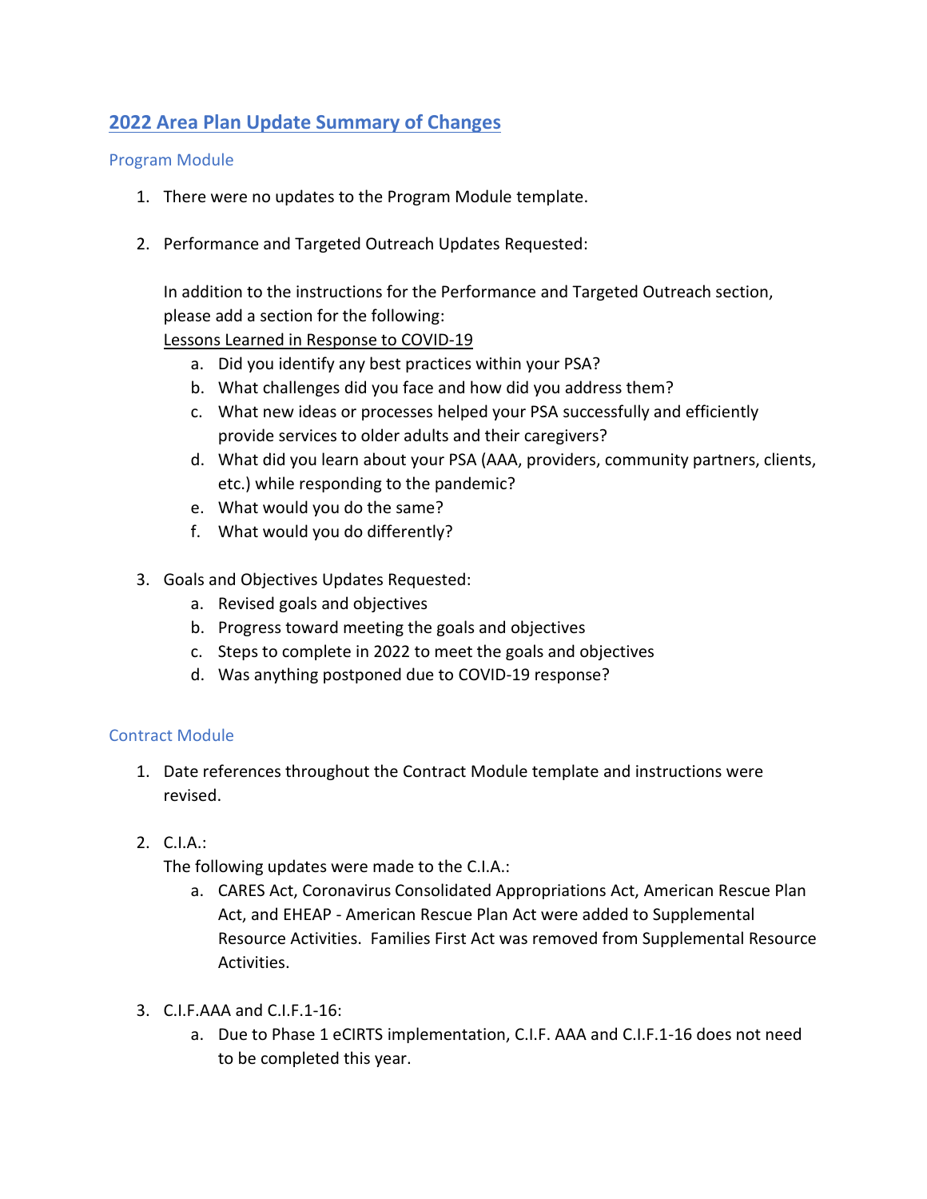# 2022 Area Plan Update Summary of Changes

## Program Module

1. There were no updates to the Program Module template.

2. Performance and Targeted Outreach Updates Requested:

   In addition to the instructions for the Performance and Targeted Outreach section, please add a section for the following:
   <u>Lessons Learned in Response to COVID-19</u>
   a. Did you identify any best practices within your PSA?
   b. What challenges did you face and how did you address them?
   c. What new ideas or processes helped your PSA successfully and efficiently provide services to older adults and their caregivers?
   d. What did you learn about your PSA (AAA, providers, community partners, clients, etc.) while responding to the pandemic?
   e. What would you do the same?
   f. What would you do differently?

3. Goals and Objectives Updates Requested:
   a. Revised goals and objectives
   b. Progress toward meeting the goals and objectives
   c. Steps to complete in 2022 to meet the goals and objectives
   d. Was anything postponed due to COVID-19 response?

## Contract Module

1. Date references throughout the Contract Module template and instructions were revised.

2. C.I.A.:
   The following updates were made to the C.I.A.:
   a. CARES Act, Coronavirus Consolidated Appropriations Act, American Rescue Plan Act, and EHEAP - American Rescue Plan Act were added to Supplemental Resource Activities. Families First Act was removed from Supplemental Resource Activities.

3. C.I.F.AAA and C.I.F.1-16:
   a. Due to Phase 1 eCIRTS implementation, C.I.F. AAA and C.I.F.1-16 does not need to be completed this year.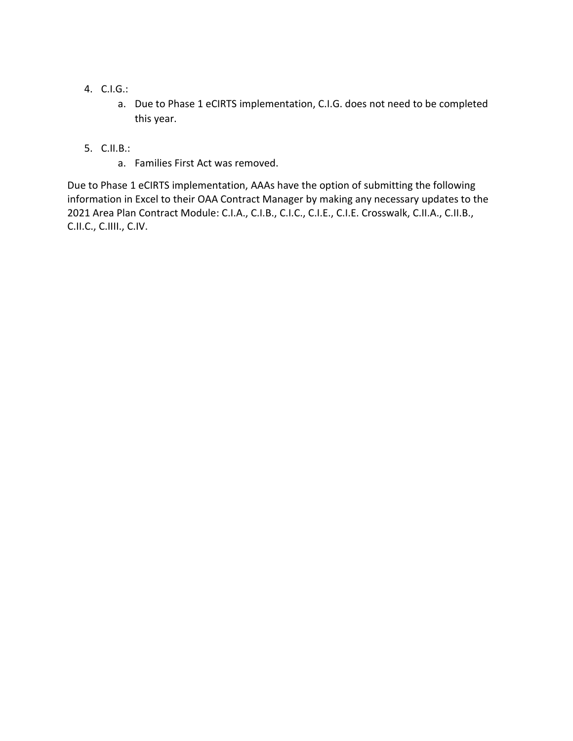4. C.I.G.:
    a. Due to Phase 1 eCIRTS implementation, C.I.G. does not need to be completed this year.

5. C.II.B.:
    a. Families First Act was removed.

Due to Phase 1 eCIRTS implementation, AAAs have the option of submitting the following information in Excel to their OAA Contract Manager by making any necessary updates to the 2021 Area Plan Contract Module: C.I.A., C.I.B., C.I.C., C.I.E., C.I.E. Crosswalk, C.II.A., C.II.B., C.II.C., C.IIII., C.IV.